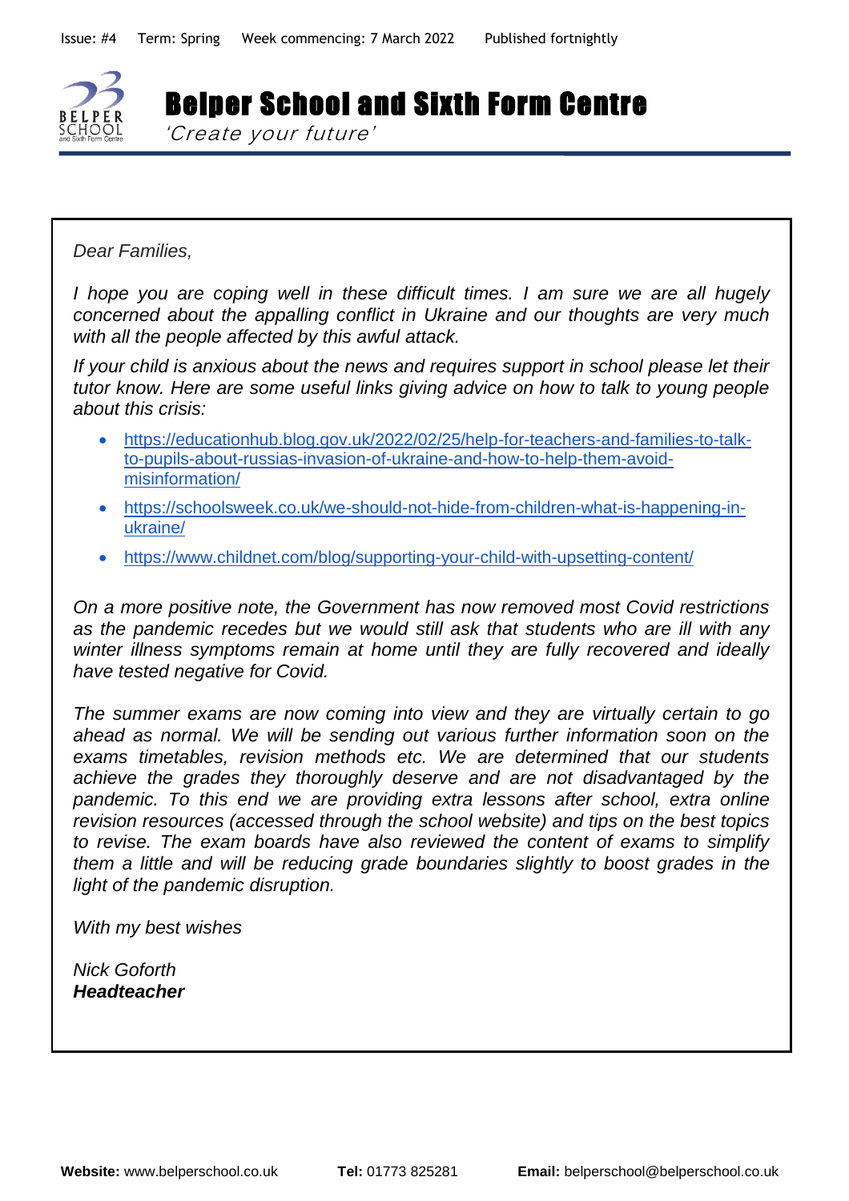Issue: #4 Term: Spring Week commencing: 7 March 2022 Published fortnightly

# Belper School and Sixth Form Centre

*'Create your future'*

*Dear Families,*

*I hope you are coping well in these difficult times. I am sure we are all hugely concerned about the appalling conflict in Ukraine and our thoughts are very much with all the people affected by this awful attack.*

*If your child is anxious about the news and requires support in school please let their tutor know. Here are some useful links giving advice on how to talk to young people about this crisis:*

- https://educationhub.blog.gov.uk/2022/02/25/help-for-teachers-and-families-to-talk-to-pupils-about-russias-invasion-of-ukraine-and-how-to-help-them-avoid-misinformation/
- https://schoolsweek.co.uk/we-should-not-hide-from-children-what-is-happening-in-ukraine/
- https://www.childnet.com/blog/supporting-your-child-with-upsetting-content/

*On a more positive note, the Government has now removed most Covid restrictions as the pandemic recedes but we would still ask that students who are ill with any winter illness symptoms remain at home until they are fully recovered and ideally have tested negative for Covid.*

*The summer exams are now coming into view and they are virtually certain to go ahead as normal. We will be sending out various further information soon on the exams timetables, revision methods etc. We are determined that our students achieve the grades they thoroughly deserve and are not disadvantaged by the pandemic. To this end we are providing extra lessons after school, extra online revision resources (accessed through the school website) and tips on the best topics to revise. The exam boards have also reviewed the content of exams to simplify them a little and will be reducing grade boundaries slightly to boost grades in the light of the pandemic disruption.*

*With my best wishes*

*Nick Goforth*
***Headteacher***

**Website:** www.belperschool.co.uk **Tel:** 01773 825281 **Email:** belperschool@belperschool.co.uk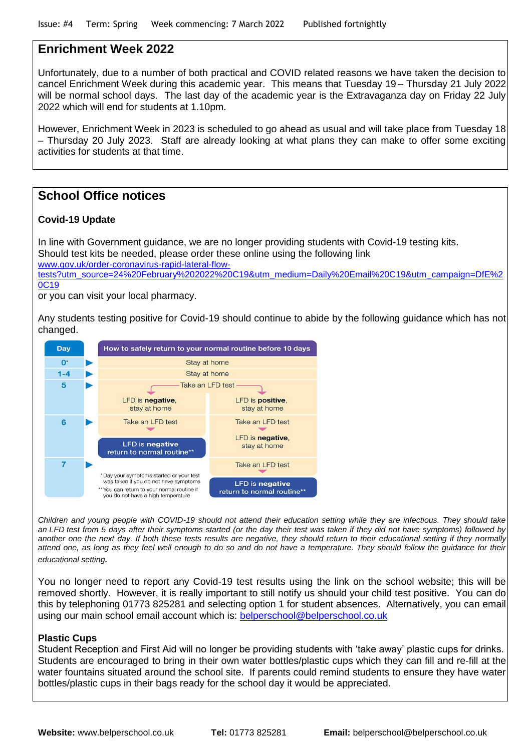Issue: #4 Term: Spring Week commencing: 7 March 2022 Published fortnightly

## Enrichment Week 2022

Unfortunately, due to a number of both practical and COVID related reasons we have taken the decision to cancel Enrichment Week during this academic year. This means that Tuesday 19 – Thursday 21 July 2022 will be normal school days. The last day of the academic year is the Extravaganza day on Friday 22 July 2022 which will end for students at 1.10pm.

However, Enrichment Week in 2023 is scheduled to go ahead as usual and will take place from Tuesday 18 – Thursday 20 July 2023. Staff are already looking at what plans they can make to offer some exciting activities for students at that time.

## School Office notices

### Covid-19 Update

In line with Government guidance, we are no longer providing students with Covid-19 testing kits. Should test kits be needed, please order these online using the following link
www.gov.uk/order-coronavirus-rapid-lateral-flow-tests?utm_source=24%20February%202022%20C19&utm_medium=Daily%20Email%20C19&utm_campaign=DfE%20C19
or you can visit your local pharmacy.

Any students testing positive for Covid-19 should continue to abide by the following guidance which has not changed.

| Day | How to safely return to your normal routine before 10 days | |
|---|---|---|
| 0* | Stay at home | |
| 1-4 | Stay at home | |
| 5 | Take an LFD test | |
| | LFD is **negative**, stay at home | LFD is **positive**, stay at home |
| 6 | Take an LFD test | Take an LFD test |
| | **LFD is negative** return to normal routine** | LFD is **negative**, stay at home |
| 7 | | Take an LFD test |
| | | **LFD is negative** return to normal routine** |

\* Day your symptoms started or your test was taken if you do not have symptoms
\*\* You can return to your normal routine if you do not have a high temperature

*Children and young people with COVID-19 should not attend their education setting while they are infectious. They should take an LFD test from 5 days after their symptoms started (or the day their test was taken if they did not have symptoms) followed by another one the next day. If both these tests results are negative, they should return to their educational setting if they normally attend one, as long as they feel well enough to do so and do not have a temperature. They should follow the guidance for their educational setting.*

You no longer need to report any Covid-19 test results using the link on the school website; this will be removed shortly. However, it is really important to still notify us should your child test positive. You can do this by telephoning 01773 825281 and selecting option 1 for student absences. Alternatively, you can email using our main school email account which is: belperschool@belperschool.co.uk

### Plastic Cups

Student Reception and First Aid will no longer be providing students with 'take away' plastic cups for drinks. Students are encouraged to bring in their own water bottles/plastic cups which they can fill and re-fill at the water fountains situated around the school site. If parents could remind students to ensure they have water bottles/plastic cups in their bags ready for the school day it would be appreciated.

**Website:** www.belperschool.co.uk **Tel:** 01773 825281 **Email:** belperschool@belperschool.co.uk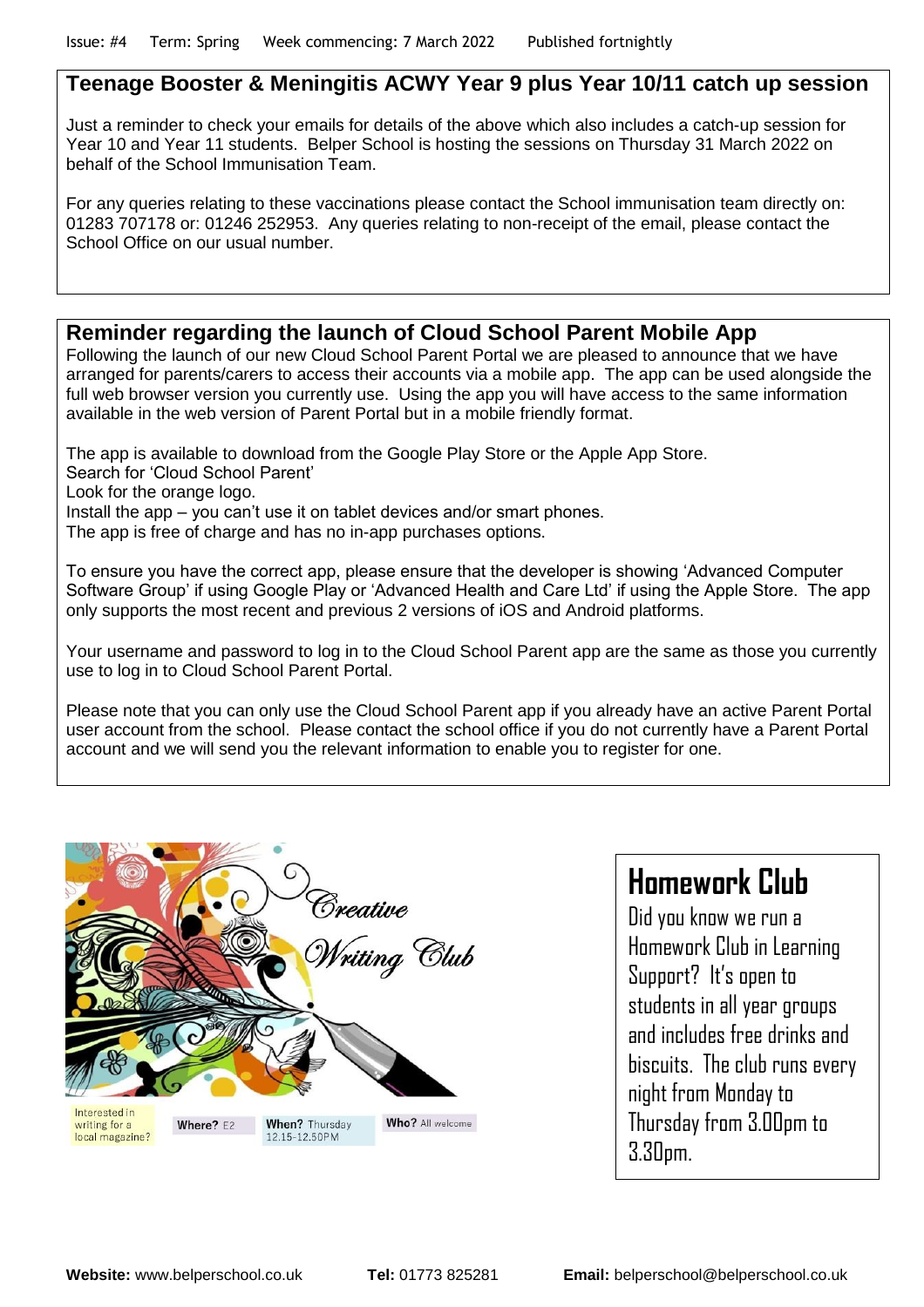Issue: #4 Term: Spring Week commencing: 7 March 2022 Published fortnightly

## Teenage Booster & Meningitis ACWY Year 9 plus Year 10/11 catch up session

Just a reminder to check your emails for details of the above which also includes a catch-up session for Year 10 and Year 11 students. Belper School is hosting the sessions on Thursday 31 March 2022 on behalf of the School Immunisation Team.

For any queries relating to these vaccinations please contact the School immunisation team directly on: 01283 707178 or: 01246 252953. Any queries relating to non-receipt of the email, please contact the School Office on our usual number.

## Reminder regarding the launch of Cloud School Parent Mobile App

Following the launch of our new Cloud School Parent Portal we are pleased to announce that we have arranged for parents/carers to access their accounts via a mobile app. The app can be used alongside the full web browser version you currently use. Using the app you will have access to the same information available in the web version of Parent Portal but in a mobile friendly format.

The app is available to download from the Google Play Store or the Apple App Store.
Search for 'Cloud School Parent'
Look for the orange logo.
Install the app – you can't use it on tablet devices and/or smart phones.
The app is free of charge and has no in-app purchases options.

To ensure you have the correct app, please ensure that the developer is showing 'Advanced Computer Software Group' if using Google Play or 'Advanced Health and Care Ltd' if using the Apple Store. The app only supports the most recent and previous 2 versions of iOS and Android platforms.

Your username and password to log in to the Cloud School Parent app are the same as those you currently use to log in to Cloud School Parent Portal.

Please note that you can only use the Cloud School Parent app if you already have an active Parent Portal user account from the school. Please contact the school office if you do not currently have a Parent Portal account and we will send you the relevant information to enable you to register for one.

## Creative Writing Club

Interested in writing for a local magazine?

**Where?** E2

**When?** Thursday 12.15-12.50PM

**Who?** All welcome

## Homework Club

Did you know we run a Homework Club in Learning Support? It's open to students in all year groups and includes free drinks and biscuits. The club runs every night from Monday to Thursday from 3.00pm to 3.30pm.

**Website:** www.belperschool.co.uk **Tel:** 01773 825281 **Email:** belperschool@belperschool.co.uk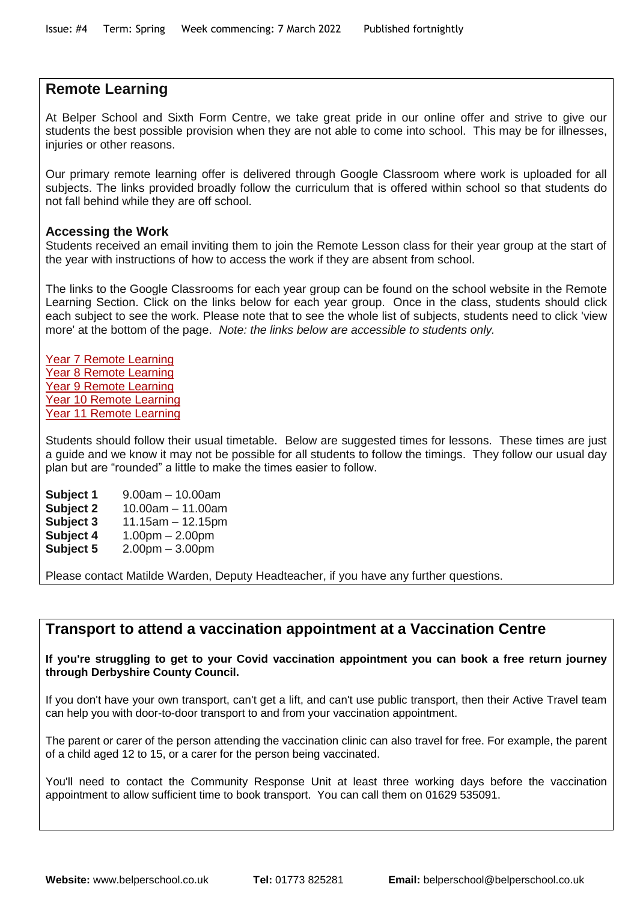## Remote Learning

At Belper School and Sixth Form Centre, we take great pride in our online offer and strive to give our students the best possible provision when they are not able to come into school. This may be for illnesses, injuries or other reasons.

Our primary remote learning offer is delivered through Google Classroom where work is uploaded for all subjects. The links provided broadly follow the curriculum that is offered within school so that students do not fall behind while they are off school.

### Accessing the Work

Students received an email inviting them to join the Remote Lesson class for their year group at the start of the year with instructions of how to access the work if they are absent from school.

The links to the Google Classrooms for each year group can be found on the school website in the Remote Learning Section. Click on the links below for each year group. Once in the class, students should click each subject to see the work. Please note that to see the whole list of subjects, students need to click 'view more' at the bottom of the page. *Note: the links below are accessible to students only.*

Year 7 Remote Learning
Year 8 Remote Learning
Year 9 Remote Learning
Year 10 Remote Learning
Year 11 Remote Learning

Students should follow their usual timetable. Below are suggested times for lessons. These times are just a guide and we know it may not be possible for all students to follow the timings. They follow our usual day plan but are "rounded" a little to make the times easier to follow.

**Subject 1** 9.00am – 10.00am
**Subject 2** 10.00am – 11.00am
**Subject 3** 11.15am – 12.15pm
**Subject 4** 1.00pm – 2.00pm
**Subject 5** 2.00pm – 3.00pm

Please contact Matilde Warden, Deputy Headteacher, if you have any further questions.

## Transport to attend a vaccination appointment at a Vaccination Centre

**If you're struggling to get to your Covid vaccination appointment you can book a free return journey through Derbyshire County Council.**

If you don't have your own transport, can't get a lift, and can't use public transport, then their Active Travel team can help you with door-to-door transport to and from your vaccination appointment.

The parent or carer of the person attending the vaccination clinic can also travel for free. For example, the parent of a child aged 12 to 15, or a carer for the person being vaccinated.

You'll need to contact the Community Response Unit at least three working days before the vaccination appointment to allow sufficient time to book transport. You can call them on 01629 535091.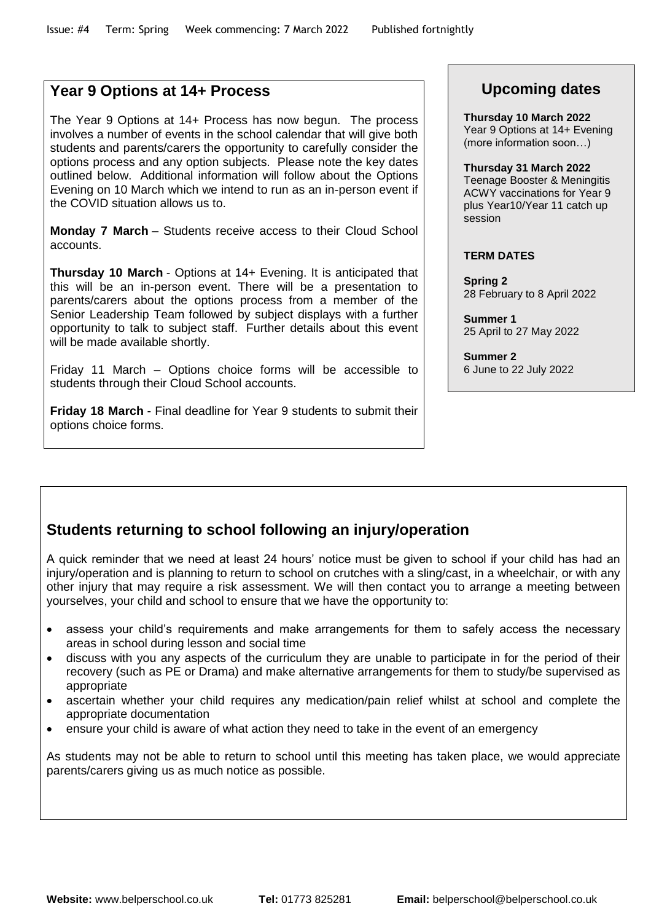Issue: #4 Term: Spring Week commencing: 7 March 2022 Published fortnightly

## Year 9 Options at 14+ Process

The Year 9 Options at 14+ Process has now begun. The process involves a number of events in the school calendar that will give both students and parents/carers the opportunity to carefully consider the options process and any option subjects. Please note the key dates outlined below. Additional information will follow about the Options Evening on 10 March which we intend to run as an in-person event if the COVID situation allows us to.

**Monday 7 March** – Students receive access to their Cloud School accounts.

**Thursday 10 March** - Options at 14+ Evening. It is anticipated that this will be an in-person event. There will be a presentation to parents/carers about the options process from a member of the Senior Leadership Team followed by subject displays with a further opportunity to talk to subject staff. Further details about this event will be made available shortly.

Friday 11 March – Options choice forms will be accessible to students through their Cloud School accounts.

**Friday 18 March** - Final deadline for Year 9 students to submit their options choice forms.

## Upcoming dates

**Thursday 10 March 2022**
Year 9 Options at 14+ Evening (more information soon…)

**Thursday 31 March 2022**
Teenage Booster & Meningitis ACWY vaccinations for Year 9 plus Year10/Year 11 catch up session

**TERM DATES**

**Spring 2**
28 February to 8 April 2022

**Summer 1**
25 April to 27 May 2022

**Summer 2**
6 June to 22 July 2022

## Students returning to school following an injury/operation

A quick reminder that we need at least 24 hours' notice must be given to school if your child has had an injury/operation and is planning to return to school on crutches with a sling/cast, in a wheelchair, or with any other injury that may require a risk assessment. We will then contact you to arrange a meeting between yourselves, your child and school to ensure that we have the opportunity to:

- assess your child's requirements and make arrangements for them to safely access the necessary areas in school during lesson and social time
- discuss with you any aspects of the curriculum they are unable to participate in for the period of their recovery (such as PE or Drama) and make alternative arrangements for them to study/be supervised as appropriate
- ascertain whether your child requires any medication/pain relief whilst at school and complete the appropriate documentation
- ensure your child is aware of what action they need to take in the event of an emergency

As students may not be able to return to school until this meeting has taken place, we would appreciate parents/carers giving us as much notice as possible.

**Website:** www.belperschool.co.uk **Tel:** 01773 825281 **Email:** belperschool@belperschool.co.uk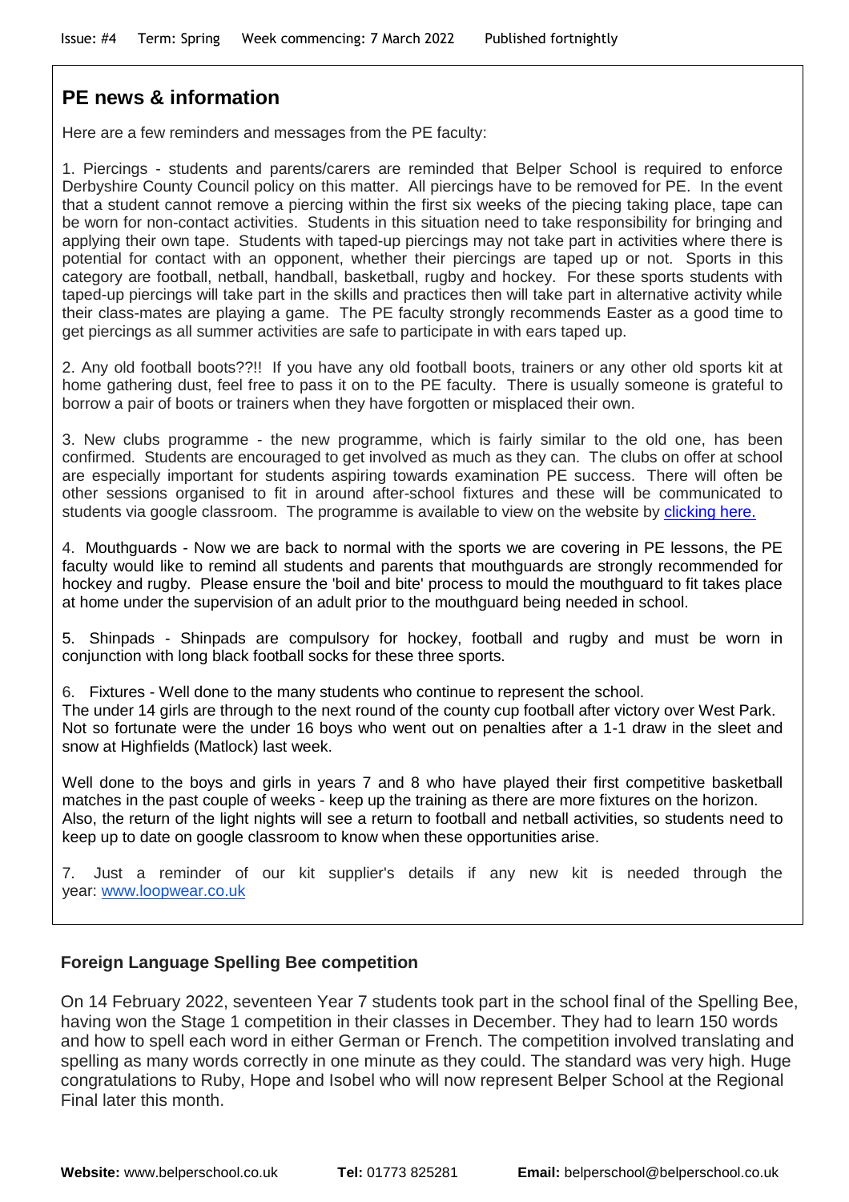## PE news & information

Here are a few reminders and messages from the PE faculty:

1. Piercings - students and parents/carers are reminded that Belper School is required to enforce Derbyshire County Council policy on this matter. All piercings have to be removed for PE. In the event that a student cannot remove a piercing within the first six weeks of the piecing taking place, tape can be worn for non-contact activities. Students in this situation need to take responsibility for bringing and applying their own tape. Students with taped-up piercings may not take part in activities where there is potential for contact with an opponent, whether their piercings are taped up or not. Sports in this category are football, netball, handball, basketball, rugby and hockey. For these sports students with taped-up piercings will take part in the skills and practices then will take part in alternative activity while their class-mates are playing a game. The PE faculty strongly recommends Easter as a good time to get piercings as all summer activities are safe to participate in with ears taped up.

2. Any old football boots??!! If you have any old football boots, trainers or any other old sports kit at home gathering dust, feel free to pass it on to the PE faculty. There is usually someone is grateful to borrow a pair of boots or trainers when they have forgotten or misplaced their own.

3. New clubs programme - the new programme, which is fairly similar to the old one, has been confirmed. Students are encouraged to get involved as much as they can. The clubs on offer at school are especially important for students aspiring towards examination PE success. There will often be other sessions organised to fit in around after-school fixtures and these will be communicated to students via google classroom. The programme is available to view on the website by clicking here.

4. Mouthguards - Now we are back to normal with the sports we are covering in PE lessons, the PE faculty would like to remind all students and parents that mouthguards are strongly recommended for hockey and rugby. Please ensure the 'boil and bite' process to mould the mouthguard to fit takes place at home under the supervision of an adult prior to the mouthguard being needed in school.

5. Shinpads - Shinpads are compulsory for hockey, football and rugby and must be worn in conjunction with long black football socks for these three sports.

6. Fixtures - Well done to the many students who continue to represent the school.
The under 14 girls are through to the next round of the county cup football after victory over West Park. Not so fortunate were the under 16 boys who went out on penalties after a 1-1 draw in the sleet and snow at Highfields (Matlock) last week.

Well done to the boys and girls in years 7 and 8 who have played their first competitive basketball matches in the past couple of weeks - keep up the training as there are more fixtures on the horizon.
Also, the return of the light nights will see a return to football and netball activities, so students need to keep up to date on google classroom to know when these opportunities arise.

7. Just a reminder of our kit supplier's details if any new kit is needed through the year: www.loopwear.co.uk

## Foreign Language Spelling Bee competition

On 14 February 2022, seventeen Year 7 students took part in the school final of the Spelling Bee, having won the Stage 1 competition in their classes in December. They had to learn 150 words and how to spell each word in either German or French. The competition involved translating and spelling as many words correctly in one minute as they could. The standard was very high. Huge congratulations to Ruby, Hope and Isobel who will now represent Belper School at the Regional Final later this month.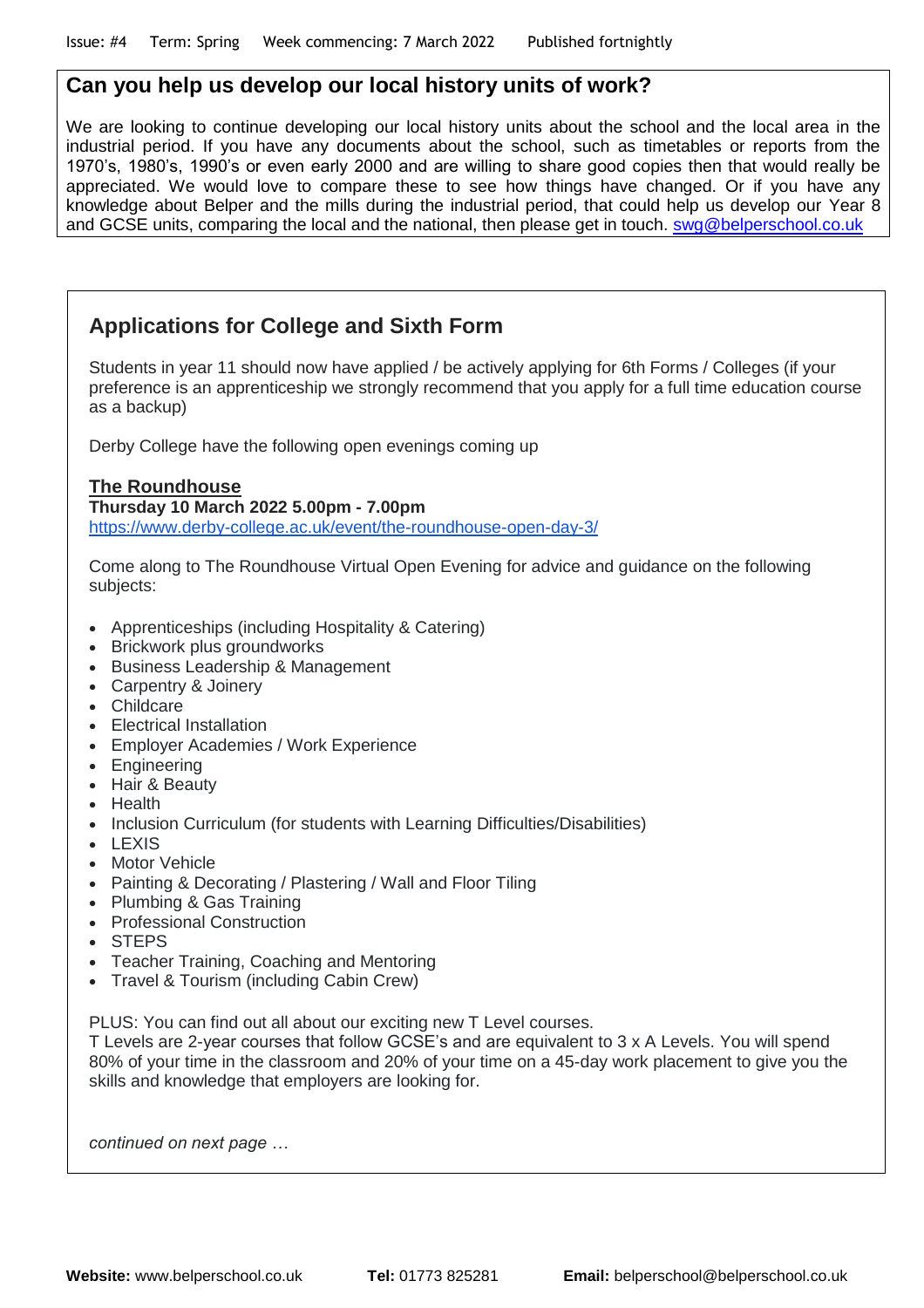## Can you help us develop our local history units of work?

We are looking to continue developing our local history units about the school and the local area in the industrial period. If you have any documents about the school, such as timetables or reports from the 1970's, 1980's, 1990's or even early 2000 and are willing to share good copies then that would really be appreciated. We would love to compare these to see how things have changed. Or if you have any knowledge about Belper and the mills during the industrial period, that could help us develop our Year 8 and GCSE units, comparing the local and the national, then please get in touch. swg@belperschool.co.uk

## Applications for College and Sixth Form

Students in year 11 should now have applied / be actively applying for 6th Forms / Colleges (if your preference is an apprenticeship we strongly recommend that you apply for a full time education course as a backup)

Derby College have the following open evenings coming up

### The Roundhouse

**Thursday 10 March 2022 5.00pm - 7.00pm**
https://www.derby-college.ac.uk/event/the-roundhouse-open-day-3/

Come along to The Roundhouse Virtual Open Evening for advice and guidance on the following subjects:

- Apprenticeships (including Hospitality & Catering)
- Brickwork plus groundworks
- Business Leadership & Management
- Carpentry & Joinery
- Childcare
- Electrical Installation
- Employer Academies / Work Experience
- Engineering
- Hair & Beauty
- Health
- Inclusion Curriculum (for students with Learning Difficulties/Disabilities)
- LEXIS
- Motor Vehicle
- Painting & Decorating / Plastering / Wall and Floor Tiling
- Plumbing & Gas Training
- Professional Construction
- STEPS
- Teacher Training, Coaching and Mentoring
- Travel & Tourism (including Cabin Crew)

PLUS: You can find out all about our exciting new T Level courses.
T Levels are 2-year courses that follow GCSE's and are equivalent to 3 x A Levels. You will spend 80% of your time in the classroom and 20% of your time on a 45-day work placement to give you the skills and knowledge that employers are looking for.

*continued on next page …*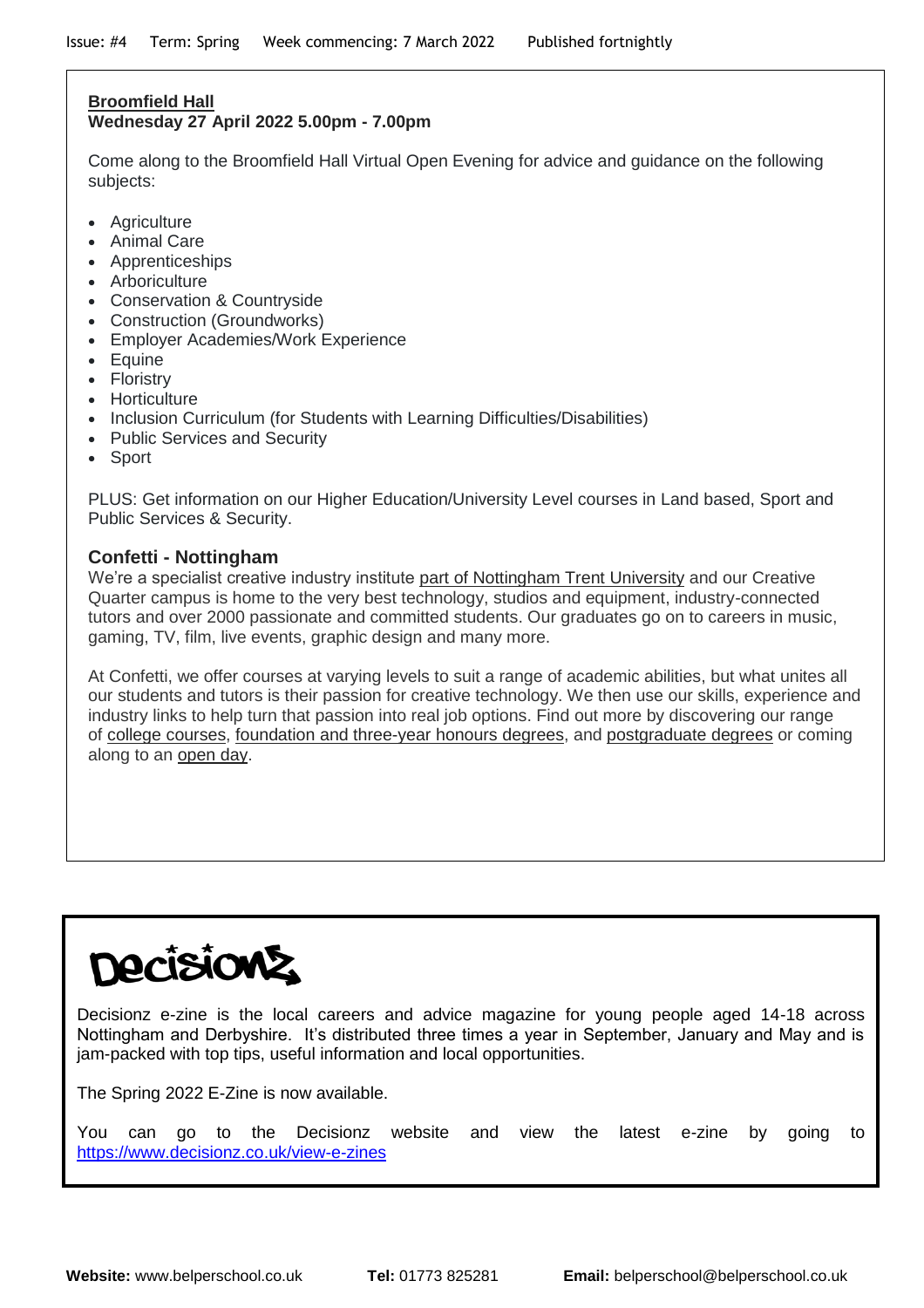**Broomfield Hall**
**Wednesday 27 April 2022 5.00pm - 7.00pm**

Come along to the Broomfield Hall Virtual Open Evening for advice and guidance on the following subjects:

- Agriculture
- Animal Care
- Apprenticeships
- Arboriculture
- Conservation & Countryside
- Construction (Groundworks)
- Employer Academies/Work Experience
- Equine
- Floristry
- Horticulture
- Inclusion Curriculum (for Students with Learning Difficulties/Disabilities)
- Public Services and Security
- Sport

PLUS: Get information on our Higher Education/University Level courses in Land based, Sport and Public Services & Security.

### Confetti - Nottingham

We're a specialist creative industry institute part of Nottingham Trent University and our Creative Quarter campus is home to the very best technology, studios and equipment, industry-connected tutors and over 2000 passionate and committed students. Our graduates go on to careers in music, gaming, TV, film, live events, graphic design and many more.

At Confetti, we offer courses at varying levels to suit a range of academic abilities, but what unites all our students and tutors is their passion for creative technology. We then use our skills, experience and industry links to help turn that passion into real job options. Find out more by discovering our range of college courses, foundation and three-year honours degrees, and postgraduate degrees or coming along to an open day.

## Decisionz

Decisionz e-zine is the local careers and advice magazine for young people aged 14-18 across Nottingham and Derbyshire. It's distributed three times a year in September, January and May and is jam-packed with top tips, useful information and local opportunities.

The Spring 2022 E-Zine is now available.

You can go to the Decisionz website and view the latest e-zine by going to https://www.decisionz.co.uk/view-e-zines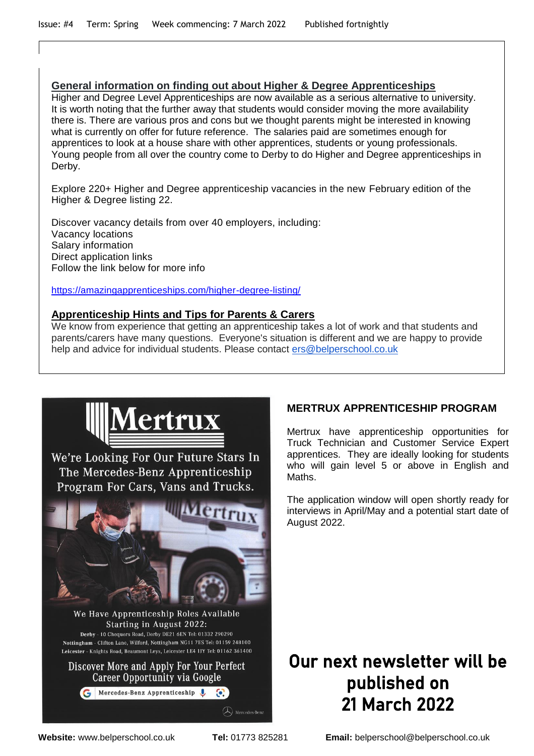Issue: #4 Term: Spring Week commencing: 7 March 2022 Published fortnightly

## General information on finding out about Higher & Degree Apprenticeships

Higher and Degree Level Apprenticeships are now available as a serious alternative to university. It is worth noting that the further away that students would consider moving the more availability there is. There are various pros and cons but we thought parents might be interested in knowing what is currently on offer for future reference. The salaries paid are sometimes enough for apprentices to look at a house share with other apprentices, students or young professionals. Young people from all over the country come to Derby to do Higher and Degree apprenticeships in Derby.

Explore 220+ Higher and Degree apprenticeship vacancies in the new February edition of the Higher & Degree listing 22.

Discover vacancy details from over 40 employers, including:
Vacancy locations
Salary information
Direct application links
Follow the link below for more info

https://amazingapprenticeships.com/higher-degree-listing/

## Apprenticeship Hints and Tips for Parents & Carers

We know from experience that getting an apprenticeship takes a lot of work and that students and parents/carers have many questions. Everyone's situation is different and we are happy to provide help and advice for individual students. Please contact ers@belperschool.co.uk

# Mertrux

We're Looking For Our Future Stars In The Mercedes-Benz Apprenticeship Program For Cars, Vans and Trucks.

We Have Apprenticeship Roles Available Starting in August 2022:

**Derby** - 10 Chequers Road, Derby DE21 6EN Tel: 01332 290290
**Nottingham** - Clifton Lane, Wilford, Nottingham NG11 7ES Tel: 01159 248100
**Leicester** - Knights Road, Beaumont Leys, Leicester LE4 1JY Tel: 01162 361400

Discover More and Apply For Your Perfect Career Opportunity via Google

Mercedes-Benz Apprenticeship

## MERTRUX APPRENTICESHIP PROGRAM

Mertrux have apprenticeship opportunities for Truck Technician and Customer Service Expert apprentices. They are ideally looking for students who will gain level 5 or above in English and Maths.

The application window will open shortly ready for interviews in April/May and a potential start date of August 2022.

## Our next newsletter will be published on 21 March 2022

**Website:** www.belperschool.co.uk **Tel:** 01773 825281 **Email:** belperschool@belperschool.co.uk